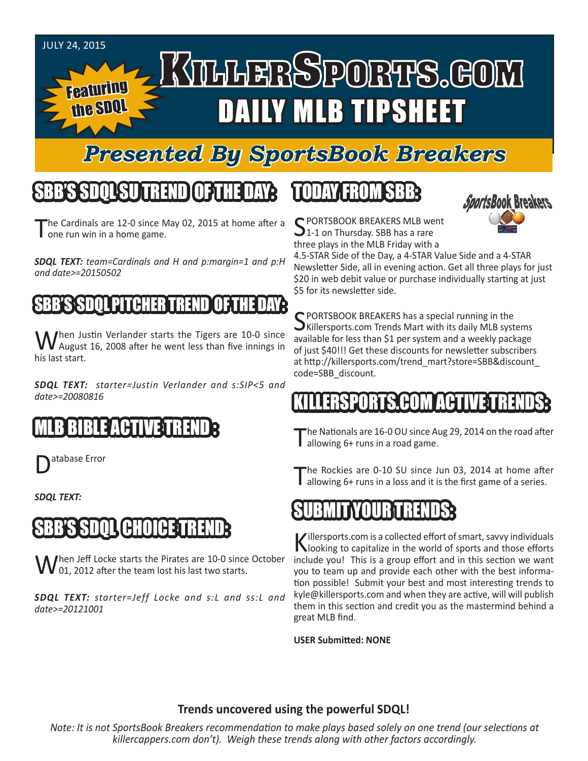JULY 24, 2015

Featuring the SDQL

# KILLERSPORTS.COM DAILY MLB TIPSHEET

## Presented By SportsBook Breakers

## SBB'S SDQL SU TREND OF THE DAY:

The Cardinals are 12-0 since May 02, 2015 at home after a one run win in a home game.

***SDQL TEXT:*** *team=Cardinals and H and p:margin=1 and p:H and date>=20150502*

## SBB'S SDQL PITCHER TREND OF THE DAY:

When Justin Verlander starts the Tigers are 10-0 since August 16, 2008 after he went less than five innings in his last start.

***SDQL TEXT:*** *starter=Justin Verlander and s:SIP<5 and date>=20080816*

## MLB BIBLE ACTIVE TREND :

Database Error

***SDQL TEXT:***

## SBB'S SDQL CHOICE TREND:

When Jeff Locke starts the Pirates are 10-0 since October 01, 2012 after the team lost his last two starts.

***SDQL TEXT:*** *starter=Jeff Locke and s:L and ss:L and date>=20121001*

## TODAY FROM SBB:

SportsBook Breakers

SPORTSBOOK BREAKERS MLB went 1-1 on Thursday. SBB has a rare three plays in the MLB Friday with a 4.5-STAR Side of the Day, a 4-STAR Value Side and a 4-STAR Newsletter Side, all in evening action. Get all three plays for just $20 in web debit value or purchase individually starting at just $5 for its newsletter side.

SPORTSBOOK BREAKERS has a special running in the Killersports.com Trends Mart with its daily MLB systems available for less than $1 per system and a weekly package of just $40!!! Get these discounts for newsletter subscribers at http://killersports.com/trend_mart?store=SBB&discount_code=SBB_discount.

## KILLERSPORTS.COM ACTIVE TRENDS:

The Nationals are 16-0 OU since Aug 29, 2014 on the road after allowing 6+ runs in a road game.

The Rockies are 0-10 SU since Jun 03, 2014 at home after allowing 6+ runs in a loss and it is the first game of a series.

## SUBMIT YOUR TRENDS:

Killersports.com is a collected effort of smart, savvy individuals looking to capitalize in the world of sports and those efforts include you! This is a group effort and in this section we want you to team up and provide each other with the best information possible! Submit your best and most interesting trends to kyle@killersports.com and when they are active, will will publish them in this section and credit you as the mastermind behind a great MLB find.

**USER Submitted: NONE**

**Trends uncovered using the powerful SDQL!**

*Note: It is not SportsBook Breakers recommendation to make plays based solely on one trend (our selections at killercappers.com don't). Weigh these trends along with other factors accordingly.*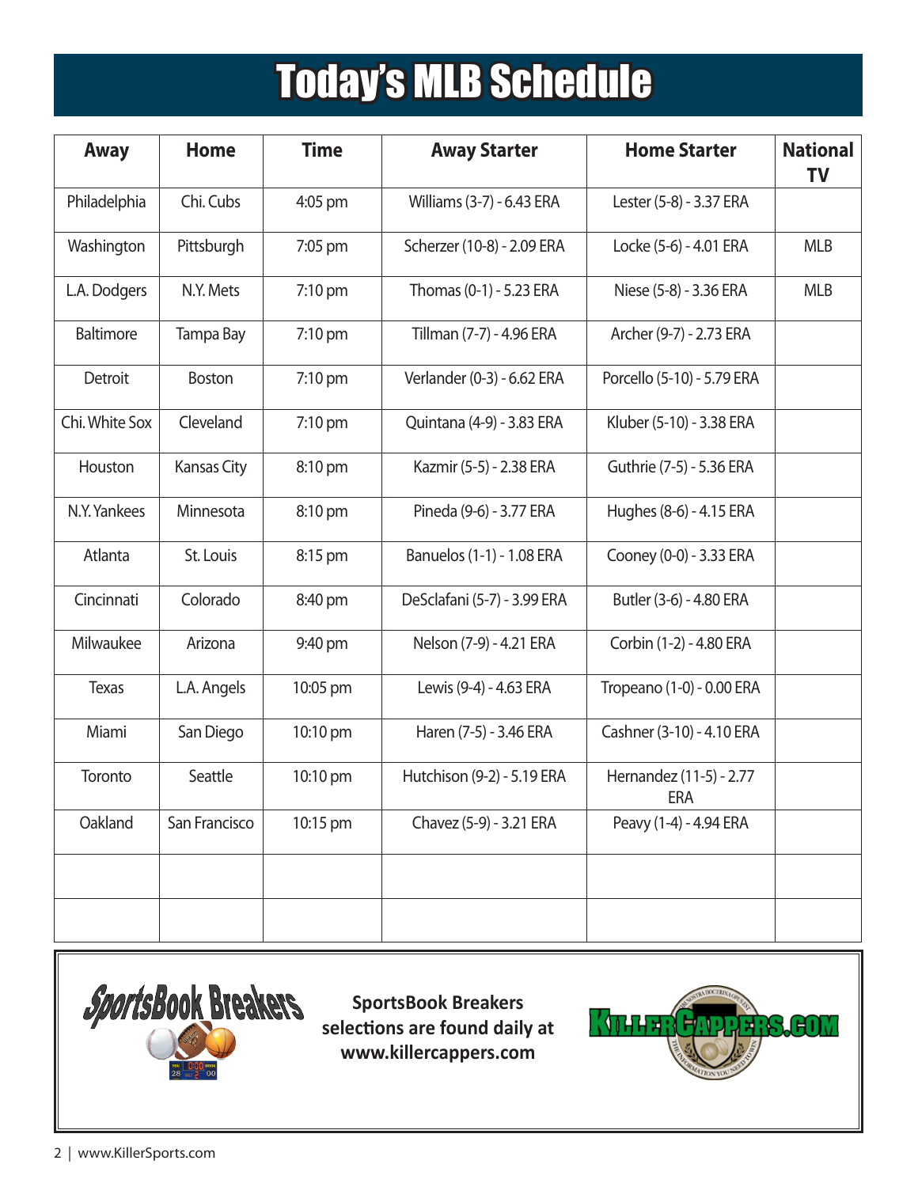# Today's MLB Schedule

| Away | Home | Time | Away Starter | Home Starter | National TV |
|---|---|---|---|---|---|
| Philadelphia | Chi. Cubs | 4:05 pm | Williams (3-7) - 6.43 ERA | Lester (5-8) - 3.37 ERA | |
| Washington | Pittsburgh | 7:05 pm | Scherzer (10-8) - 2.09 ERA | Locke (5-6) - 4.01 ERA | MLB |
| L.A. Dodgers | N.Y. Mets | 7:10 pm | Thomas (0-1) - 5.23 ERA | Niese (5-8) - 3.36 ERA | MLB |
| Baltimore | Tampa Bay | 7:10 pm | Tillman (7-7) - 4.96 ERA | Archer (9-7) - 2.73 ERA | |
| Detroit | Boston | 7:10 pm | Verlander (0-3) - 6.62 ERA | Porcello (5-10) - 5.79 ERA | |
| Chi. White Sox | Cleveland | 7:10 pm | Quintana (4-9) - 3.83 ERA | Kluber (5-10) - 3.38 ERA | |
| Houston | Kansas City | 8:10 pm | Kazmir (5-5) - 2.38 ERA | Guthrie (7-5) - 5.36 ERA | |
| N.Y. Yankees | Minnesota | 8:10 pm | Pineda (9-6) - 3.77 ERA | Hughes (8-6) - 4.15 ERA | |
| Atlanta | St. Louis | 8:15 pm | Banuelos (1-1) - 1.08 ERA | Cooney (0-0) - 3.33 ERA | |
| Cincinnati | Colorado | 8:40 pm | DeSclafani (5-7) - 3.99 ERA | Butler (3-6) - 4.80 ERA | |
| Milwaukee | Arizona | 9:40 pm | Nelson (7-9) - 4.21 ERA | Corbin (1-2) - 4.80 ERA | |
| Texas | L.A. Angels | 10:05 pm | Lewis (9-4) - 4.63 ERA | Tropeano (1-0) - 0.00 ERA | |
| Miami | San Diego | 10:10 pm | Haren (7-5) - 3.46 ERA | Cashner (3-10) - 4.10 ERA | |
| Toronto | Seattle | 10:10 pm | Hutchison (9-2) - 5.19 ERA | Hernandez (11-5) - 2.77 ERA | |
| Oakland | San Francisco | 10:15 pm | Chavez (5-9) - 3.21 ERA | Peavy (1-4) - 4.94 ERA | |
| | | | | | |
| | | | | | |

SportsBook Breakers

**SportsBook Breakers selections are found daily at www.killercappers.com**

KILLERCAPPERS.COM